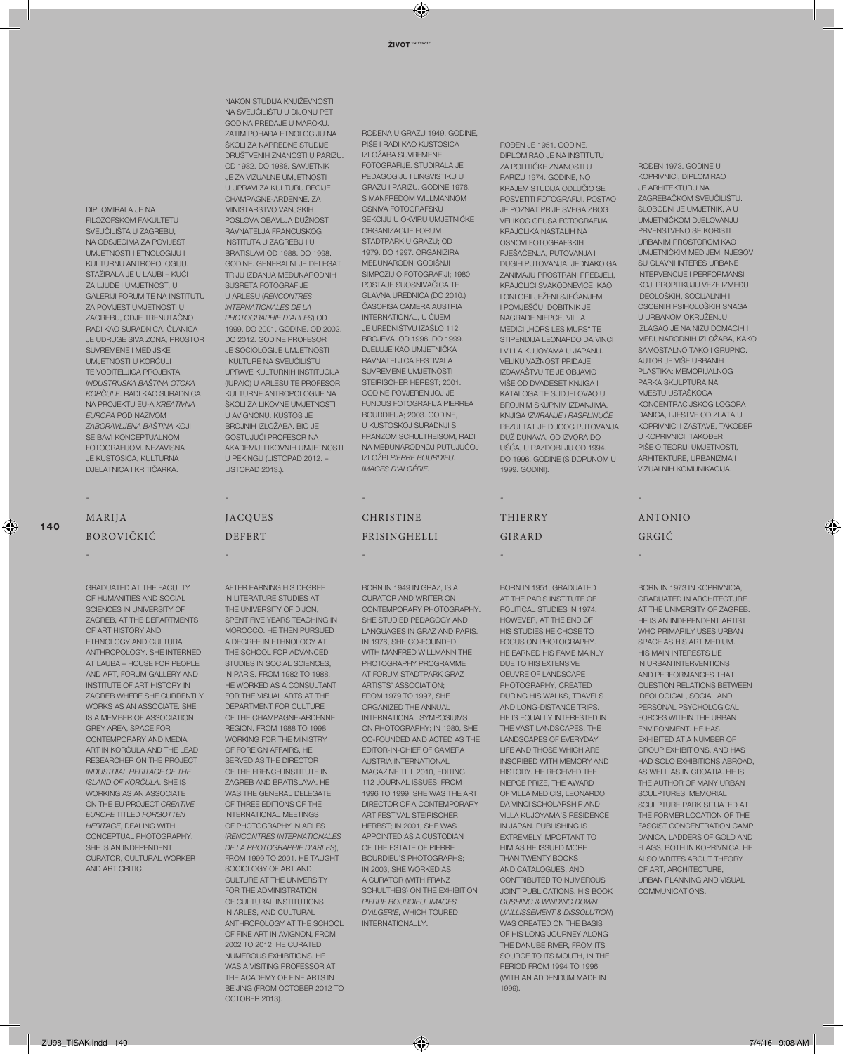## MARIJA BOROVIČKIĆ

DIPLOMIRALA JE NA FILOZOFSKOM FAKULTETU SVEUČILIŠTA U ZAGREBU, NA ODSJECIMA ZA POVIJEST UMJETNOSTI I ETNOLOGIJU I KULTURNU ANTROPOLOGIJU. STAŽIRALA JE U LAUBI – KUĆI ZA LJUDE I UMJETNOST, U GALERIJI FORUM TE NA INSTITUTU ZA POVIJEST UMJETNOSTI U ZAGREBU, GDJE TRENUTAČNO RADI KAO SURADNICA. ČLANICA JE UDRUGE SIVA ZONA, PROSTOR SUVREMENE I MEDIJSKE UMJETNOSTI U KORČULI TE VODITELJICA PROJEKTA *INDUSTRIJSKA BAŠTINA OTOKA KORČULE*. RADI KAO SURADNICA NA PROJEKTU EU-A *KREATIVNA EUROPA* POD NAZIVOM *ZABORAVLJENA BAŠTINA* KOJI SE BAVI KONCEPTUALNOM FOTOGRAFIJOM. NEZAVISNA JE KUSTOSICA, KULTURNA DJELATNICA I KRITIČARKA.

GRADUATED AT THE FACULTY OF HUMANITIES AND SOCIAL SCIENCES IN UNIVERSITY OF ZAGREB, AT THE DEPARTMENTS OF ART HISTORY AND ETHNOLOGY AND CULTURAL ANTHROPOLOGY. SHE INTERNED AT LAUBA – HOUSE FOR PEOPLE AND ART, FORUM GALLERY AND INSTITUTE OF ART HISTORY IN ZAGREB WHERE SHE CURRENTLY WORKS AS AN ASSOCIATE. SHE IS A MEMBER OF ASSOCIATION GREY AREA, SPACE FOR CONTEMPORARY AND MEDIA ART IN KORČULA AND THE LEAD RESEARCHER ON THE PROJECT *INDUSTRIAL HERITAGE OF THE ISLAND OF KORČULA*. SHE IS WORKING AS AN ASSOCIATE ON THE EU PROJECT *CREATIVE EUROPE* TITLED *FORGOTTEN HERITAGE*, DEALING WITH CONCEPTUAL PHOTOGRAPHY. SHE IS AN INDEPENDENT CURATOR, CULTURAL WORKER AND ART CRITIC.

## JACQUES DEFERT

NAKON STUDIJA KNJIŽEVNOSTI NA SVEUČILIŠTU U DIJONU PET GODINA PREDAJE U MAROKU. ZATIM POHAĐA ETNOLOGIJU NA ŠKOLI ZA NAPREDNE STUDIJE DRUŠTVENIH ZNANOSTI U PARIZU. OD 1982. DO 1988. SAVJETNIK JE ZA VIZUALNE UMJETNOSTI U UPRAVI ZA KULTURU REGIJE CHAMPAGNE-ARDENNE. ZA MINISTARSTVO VANJSKIH POSLOVA OBAVLJA DUŽNOST RAVNATELJA FRANCUSKOG INSTITUTA U ZAGREBU I U BRATISLAVI OD 1988. DO 1998. GODINE. GENERALNI JE DELEGAT TRIJU IZDANJA MEĐUNARODNIH SUSRETA FOTOGRAFIJE U ARLESU (*RENCONTRES INTERNATIONALES DE LA PHOTOGRAPHIE D'ARLES*) OD 1999. DO 2001. GODINE. OD 2002. DO 2012. GODINE PROFESOR JE SOCIOLOGIJE UMJETNOSTI I KULTURE NA SVEUČILIŠTU UPRAVE KULTURNIH INSTITUCIJA (IUPAIC) U ARLESU TE PROFESOR KULTURNE ANTROPOLOGIJE NA ŠKOLI ZA LIKOVNE UMJETNOSTI U AVIGNONU. KUSTOS JE BROJNIH IZLOŽABA. BIO JE GOSTUJUĆI PROFESOR NA AKADEMIJI LIKOVNIH UMJETNOSTI U PEKINGU (LISTOPAD 2012. – LISTOPAD 2013.).

AFTER EARNING HIS DEGREE IN LITERATURE STUDIES AT THE UNIVERSITY OF DIJON, SPENT FIVE YEARS TEACHING IN MOROCCO. HE THEN PURSUED A DEGREE IN ETHNOLOGY AT THE SCHOOL FOR ADVANCED STUDIES IN SOCIAL SCIENCES, IN PARIS. FROM 1982 TO 1988, HE WORKED AS A CONSULTANT FOR THE VISUAL ARTS AT THE DEPARTMENT FOR CULTURE OF THE CHAMPAGNE-ARDENNE REGION. FROM 1988 TO 1998, WORKING FOR THE MINISTRY OF FOREIGN AFFAIRS, HE SERVED AS THE DIRECTOR OF THE FRENCH INSTITUTE IN ZAGREB AND BRATISLAVA. HE WAS THE GENERAL DELEGATE OF THREE EDITIONS OF THE INTERNATIONAL MEETINGS OF PHOTOGRAPHY IN ARLES (*RENCONTRES INTERNATIONALES DE LA PHOTOGRAPHIE D'ARLES*), FROM 1999 TO 2001. HE TAUGHT SOCIOLOGY OF ART AND CULTURE AT THE UNIVERSITY FOR THE ADMINISTRATION OF CULTURAL INSTITUTIONS IN ARLES, AND CULTURAL ANTHROPOLOGY AT THE SCHOOL OF FINE ART IN AVIGNON, FROM 2002 TO 2012. HE CURATED NUMEROUS EXHIBITIONS. HE WAS A VISITING PROFESSOR AT THE ACADEMY OF FINE ARTS IN BEIJING (FROM OCTOBER 2012 TO OCTOBER 2013).

## CHRISTINE FRISINGHELLI

ROĐENA U GRAZU 1949. GODINE, PIŠE I RADI KAO KUSTOSICA IZLOŽABA SUVREMENE FOTOGRAFIJE. STUDIRALA JE PEDAGOGIJU I LINGVISTIKU U GRAZU I PARIZU. GODINE 1976. S MANFREDOM WILLMANNOM OSNIVA FOTOGRAFSKU SEKCIJU U OKVIRU UMJETNIČKE ORGANIZACIJE FORUM STADTPARK U GRAZU; OD 1979. DO 1997. ORGANIZIRA MEĐUNARODNI GODIŠNJI SIMPOZIJ O FOTOGRAFIJI; 1980. POSTAJE SUOSNIVAČICA TE GLAVNA UREDNICA (DO 2010.) ČASOPISA CAMERA AUSTRIA INTERNATIONAL, U ČIJEM JE UREDNIŠTVU IZAŠLO 112 BROJEVA. OD 1996. DO 1999. DJELUJE KAO UMJETNIČKA RAVNATELJICA FESTIVALA SUVREMENE UMJETNOSTI STEIRISCHER HERBST; 2001. GODINE POVJEREN JOJ JE FUNDUS FOTOGRAFIJA PIERREA BOURDIEUA; 2003. GODINE, U KUSTOSKOJ SURADNJI S FRANZOM SCHULTHEISOM, RADI NA MEĐUNARODNOJ PUTUJUĆOJ IZLOŽBI *PIERRE BOURDIEU. IMAGES D'ALGÉRIE*.

BORN IN 1949 IN GRAZ, IS A CURATOR AND WRITER ON CONTEMPORARY PHOTOGRAPHY. SHE STUDIED PEDAGOGY AND LANGUAGES IN GRAZ AND PARIS. IN 1976, SHE CO-FOUNDED WITH MANFRED WILLMANN THE PHOTOGRAPHY PROGRAMME AT FORUM STADTPARK GRAZ ARTISTS' ASSOCIATION; FROM 1979 TO 1997, SHE ORGANIZED THE ANNUAL INTERNATIONAL SYMPOSIUMS ON PHOTOGRAPHY; IN 1980, SHE CO-FOUNDED AND ACTED AS THE EDITOR-IN-CHIEF OF CAMERA AUSTRIA INTERNATIONAL MAGAZINE TILL 2010, EDITING 112 JOURNAL ISSUES; FROM 1996 TO 1999, SHE WAS THE ART DIRECTOR OF A CONTEMPORARY ART FESTIVAL STEIRISCHER HERBST; IN 2001, SHE WAS APPOINTED AS A CUSTODIAN OF THE ESTATE OF PIERRE BOURDIEU'S PHOTOGRAPHS; IN 2003, SHE WORKED AS A CURATOR (WITH FRANZ SCHULTHEIS) ON THE EXHIBITION *PIERRE BOURDIEU. IMAGES D'ALGERIE*, WHICH TOURED INTERNATIONALLY.

## THIERRY GIRARD

ROĐEN JE 1951. GODINE. DIPLOMIRAO JE NA INSTITUTU ZA POLITIČKE ZNANOSTI U PARIZU 1974. GODINE, NO KRAJEM STUDIJA ODLUČIO SE POSVETITI FOTOGRAFIJI. POSTAO JE POZNAT PRIJE SVEGA ZBOG VELIKOG OPUSA FOTOGRAFIJA KRAJOLIKA NASTALIH NA OSNOVI FOTOGRAFSKIH PJEŠAČENJA, PUTOVANJA I DUGIH PUTOVANJA. JEDNAKO GA ZANIMAJU PROSTRANI PREDJELI, KRAJOLICI SVAKODNEVICE, KAO I ONI OBILJEŽENI SJEĆANJEM I POVIJEŠĆU. DOBITNIK JE NAGRADE NIEPCE, VILLA MEDICI „HORS LES MURS" TE STIPENDIJA LEONARDO DA VINCI I VILLA KUJOYAMA U JAPANU. VELIKU VAŽNOST PRIDAJE IZDAVAŠTVU TE JE OBJAVIO VIŠE OD DVADESET KNJIGA I KATALOGA TE SUDJELOVAO U BROJNIM SKUPNIM IZDANJIMA. KNJIGA *IZVIRANJE I RASPLINUĆE* REZULTAT JE DUGOG PUTOVANJA DUŽ DUNAVA, OD IZVORA DO UŠĆA, U RAZDOBLJU OD 1994. DO 1996. GODINE (S DOPUNOM U 1999. GODINI).

BORN IN 1951, GRADUATED AT THE PARIS INSTITUTE OF POLITICAL STUDIES IN 1974. HOWEVER, AT THE END OF HIS STUDIES HE CHOSE TO FOCUS ON PHOTOGRAPHY. HE EARNED HIS FAME MAINLY DUE TO HIS EXTENSIVE OEUVRE OF LANDSCAPE PHOTOGRAPHY, CREATED DURING HIS WALKS, TRAVELS AND LONG-DISTANCE TRIPS. HE IS EQUALLY INTERESTED IN THE VAST LANDSCAPES, THE LANDSCAPES OF EVERYDAY LIFE AND THOSE WHICH ARE INSCRIBED WITH MEMORY AND HISTORY. HE RECEIVED THE NIEPCE PRIZE, THE AWARD OF VILLA MEDICIS, LEONARDO DA VINCI SCHOLARSHIP AND VILLA KUJOYAMA'S RESIDENCE IN JAPAN. PUBLISHING IS EXTREMELY IMPORTANT TO HIM AS HE ISSUED MORE THAN TWENTY BOOKS AND CATALOGUES, AND CONTRIBUTED TO NUMEROUS JOINT PUBLICATIONS. HIS BOOK *GUSHING & WINDING DOWN* (*JAILLISSEMENT & DISSOLUTION*) WAS CREATED ON THE BASIS OF HIS LONG JOURNEY ALONG THE DANUBE RIVER, FROM ITS SOURCE TO ITS MOUTH, IN THE PERIOD FROM 1994 TO 1996 (WITH AN ADDENDUM MADE IN 1999).

## ANTONIO GRGIĆ

ROĐEN 1973. GODINE U KOPRIVNICI, DIPLOMIRAO JE ARHITEKTURU NA ZAGREBAČKOM SVEUČILIŠTU. SLOBODNI JE UMJETNIK, A U UMJETNIČKOM DJELOVANJU PRVENSTVENO SE KORISTI URBANIM PROSTOROM KAO UMJETNIČKIM MEDIJEM. NJEGOV SU GLAVNI INTERES URBANE INTERVENCIJE I PERFORMANSI KOJI PROPITKUJU VEZE IZMEĐU IDEOLOŠKIH, SOCIJALNIH I OSOBNIH PSIHOLOŠKIH SNAGA U URBANOM OKRUŽENJU. IZLAGAO JE NA NIZU DOMAĆIH I MEĐUNARODNIH IZLOŽABA, KAKO SAMOSTALNO TAKO I GRUPNO. AUTOR JE VIŠE URBANIH PLASTIKA: MEMORIJALNOG PARKA SKULPTURA NA MJESTU USTAŠKOGA KONCENTRACIJSKOG LOGORA DANICA, LJESTVE OD ZLATA U KOPRIVNICI I ZASTAVE, TAKOĐER U KOPRIVNICI. TAKOĐER PIŠE O TEORIJI UMJETNOSTI, ARHITEKTURE, URBANIZMA I VIZUALNIH KOMUNIKACIJA.

BORN IN 1973 IN KOPRIVNICA, GRADUATED IN ARCHITECTURE AT THE UNIVERSITY OF ZAGREB. HE IS AN INDEPENDENT ARTIST WHO PRIMARILY USES URBAN SPACE AS HIS ART MEDIUM. HIS MAIN INTERESTS LIE IN URBAN INTERVENTIONS AND PERFORMANCES THAT QUESTION RELATIONS BETWEEN IDEOLOGICAL, SOCIAL AND PERSONAL PSYCHOLOGICAL FORCES WITHIN THE URBAN ENVIRONMENT. HE HAS EXHIBITED AT A NUMBER OF GROUP EXHIBITIONS, AND HAS HAD SOLO EXHIBITIONS ABROAD, AS WELL AS IN CROATIA. HE IS THE AUTHOR OF MANY URBAN SCULPTURES: MEMORIAL SCULPTURE PARK SITUATED AT THE FORMER LOCATION OF THE FASCIST CONCENTRATION CAMP DANICA, LADDERS OF GOLD AND FLAGS, BOTH IN KOPRIVNICA. HE ALSO WRITES ABOUT THEORY OF ART, ARCHITECTURE, URBAN PLANNING AND VISUAL COMMUNICATIONS.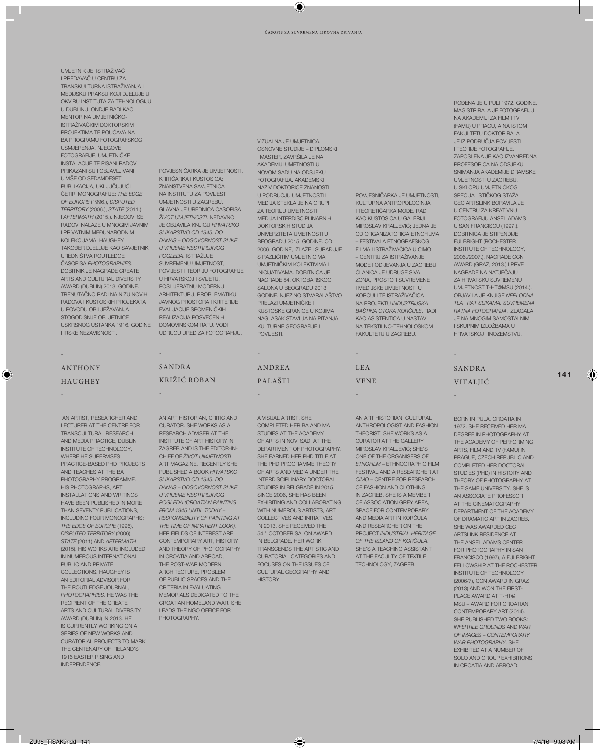## Anthony Haughey

UMJETNIK JE, ISTRAŽIVAČ I PREDAVAČ U CENTRU ZA TRANSKULTURNA ISTRAŽIVANJA I MEDIJSKU PRAKSU KOJI DJELUJE U OKVIRU INSTITUTA ZA TEHNOLOGIJU U DUBLINU. ONDJE RADI KAO MENTOR NA UMJETNIČKO-ISTRAŽIVAČKIM DOKTORSKIM PROJEKTIMA TE POUČAVA NA BA PROGRAMU FOTOGRAFSKOG USMJERENJA. NJEGOVE FOTOGRAFIJE, UMJETNIČKE INSTALACIJE TE PISANI RADOVI PRIKAZANI SU I OBJAVLJIVANI U VIŠE OD SEDAMDESET PUBLIKACIJA, UKLJUČUJUĆI ČETIRI MONOGRAFIJE: *THE EDGE OF EUROPE* (1996.), *DISPUTED TERRITORY* (2006.), *STATE* (2011.) I *AFTERMATH* (2015.). NJEGOVI SE RADOVI NALAZE U MNOGIM JAVNIM I PRIVATNIM MEĐUNARODNIM KOLEKCIJAMA. HAUGHEY TAKOĐER DJELUJE KAO SAVJETNIK UREDNIŠTVA ROUTLEDGE ČASOPISA *PHOTOGRAPHIES*. DOBITNIK JE NAGRADE CREATE ARTS AND CULTURAL DIVERSITY AWARD (DUBLIN) 2013. GODINE. TRENUTAČNO RADI NA NIZU NOVIH RADOVA I KUSTOSKIH PROJEKATA U POVODU OBILJEŽAVANJA STOGODIŠNJE OBLJETNICE USKRSNOG USTANKA 1916. GODINE I IRSKE NEZAVISNOSTI.

AN ARTIST, RESEARCHER AND LECTURER AT THE CENTRE FOR TRANSCULTURAL RESEARCH AND MEDIA PRACTICE, DUBLIN INSTITUTE OF TECHNOLOGY, WHERE HE SUPERVISES PRACTICE-BASED PHD PROJECTS AND TEACHES AT THE BA PHOTOGRAPHY PROGRAMME. HIS PHOTOGRAPHS, ART INSTALLATIONS AND WRITINGS HAVE BEEN PUBLISHED IN MORE THAN SEVENTY PUBLICATIONS, INCLUDING FOUR MONOGRAPHS: *THE EDGE OF EUROPE* (1996), *DISPUTED TERRITORY* (2006), *STATE* (2011) AND *AFTERMATH* (2015). HIS WORKS ARE INCLUDED IN NUMEROUS INTERNATIONAL PUBLIC AND PRIVATE COLLECTIONS. HAUGHEY IS AN EDITORIAL ADVISOR FOR THE ROUTLEDGE JOURNAL, *PHOTOGRAPHIES*. HE WAS THE RECIPIENT OF THE CREATE ARTS AND CULTURAL DIVERSITY AWARD (DUBLIN) IN 2013. HE IS CURRENTLY WORKING ON A SERIES OF NEW WORKS AND CURATORIAL PROJECTS TO MARK THE CENTENARY OF IRELAND'S 1916 EASTER RISING AND INDEPENDENCE.

## Sandra Križić Roban

POVJESNIČARKA JE UMJETNOSTI, KRITIČARKA I KUSTOSICA; ZNANSTVENA SAVJETNICA NA INSTITUTU ZA POVIJEST UMJETNOSTI U ZAGREBU. GLAVNA JE UREDNICA ČASOPISA *ŽIVOT UMJETNOSTI*. NEDAVNO JE OBJAVILA KNJIGU *HRVATSKO SLIKARSTVO OD 1945. DO DANAS – ODGOVORNOST SLIKE U VRIJEME NESTRPLJIVOG POGLEDA*. ISTRAŽUJE SUVREMENU UMJETNOST, POVIJEST I TEORIJU FOTOGRAFIJE U HRVATSKOJ I SVIJETU, POSLIJERATNU MODERNU ARHITEKTURU, PROBLEMATIKU JAVNOG PROSTORA I KRITERIJE EVALUACIJE SPOMENIČKIH REALIZACIJA POSVEĆENIH DOMOVINSKOM RATU. VODI UDRUGU URED ZA FOTOGRAFIJU.

AN ART HISTORIAN, CRITIC AND CURATOR. SHE WORKS AS A RESEARCH ADVISER AT THE INSTITUTE OF ART HISTORY IN ZAGREB AND IS THE EDITOR-IN-CHIEF OF *ŽIVOT UMJETNOSTI* ART MAGAZINE. RECENTLY SHE PUBLISHED A BOOK *HRVATSKO SLIKARSTVO OD 1945. DO DANAS – ODGOVORNOST SLIKE U VRIJEME NESTRPLJIVOG POGLEDA (CROATIAN PAINTING FROM 1945 UNTIL TODAY – RESPONSIBILITY OF PAINTING AT THE TIME OF IMPATIENT LOOK)*. HER FIELDS OF INTEREST ARE CONTEMPORARY ART, HISTORY AND THEORY OF PHOTOGRAPHY IN CROATIA AND ABROAD, THE POST-WAR MODERN ARCHITECTURE, PROBLEM OF PUBLIC SPACES AND THE CRITERIA IN EVALUATING MEMORIALS DEDICATED TO THE CROATIAN HOMELAND WAR. SHE LEADS THE NGO OFFICE FOR PHOTOGRAPHY.

## Andrea Palašti

VIZUALNA JE UMJETNICA. OSNOVNE STUDIJE – DIPLOMSKI I MASTER, ZAVRŠILA JE NA AKADEMIJI UMETNOSTI U NOVOM SADU NA ODSEKU FOTOGRAFIJA. AKADEMSKI NAZIV DOKTORICE ZNANOSTI U PODRUČJU UMETNOSTI I MEDIJA STEKLA JE NA GRUPI ZA TEORIJU UMETNOSTI I MEDIJA INTERDISCIPLINARNIH DOKTORSKIH STUDIJA UNIVERZITETA UMETNOSTI U BEOGRADU 2015. GODINE. OD 2006. GODINE, IZLAŽE I SURAĐUJE S RAZLIČITIM UMJETNICIMA, UMJETNIČKIM KOLEKTIVIMA I INICIJATIVAMA. DOBITNICA JE NAGRADE 54. OKTOBARSKOG SALONA U BEOGRADU 2013. GODINE. NJEZINO STVARALAŠTVO PRELAZI UMJETNIČKE I KUSTOSKE GRANICE U KOJIMA NAGLASAK STAVLJA NA PITANJA KULTURNE GEOGRAFIJE I POVIJESTI.

A VISUAL ARTIST. SHE COMPLETED HER BA AND MA STUDIES AT THE ACADEMY OF ARTS IN NOVI SAD, AT THE DEPARTMENT OF PHOTOGRAPHY. SHE EARNED HER PHD TITLE AT THE PHD PROGRAMME THEORY OF ARTS AND MEDIA UNDER THE INTERDISCIPLINARY DOCTORAL STUDIES IN BELGRADE IN 2015. SINCE 2006, SHE HAS BEEN EXHIBITING AND COLLABORATING WITH NUMEROUS ARTISTS, ART COLLECTIVES AND INITIATIVES. IN 2013, SHE RECEIVED THE 54TH OCTOBER SALON AWARD IN BELGRADE. HER WORK TRANSCENDS THE ARTISTIC AND CURATORIAL CATEGORIES AND FOCUSES ON THE ISSUES OF CULTURAL GEOGRAPHY AND HISTORY.

## Lea Vene

POVJESNIČARKA JE UMJETNOSTI, KULTURNA ANTROPOLOGINJA I TEORETIČARKA MODE. RADI KAO KUSTOSICA U GALERIJI MIROSLAV KRALJEVIĆ; JEDNA JE OD ORGANIZATORICA ETNOFILMA – FESTIVALA ETNOGRAFSKOG FILMA I ISTRAŽIVAČICA U CIMO – CENTRU ZA ISTRAŽIVANJE MODE I ODIJEVANJA U ZAGREBU. ČLANICA JE UDRUGE SIVA ZONA, PROSTOR SUVREMENE I MEDIJSKE UMJETNOSTI U KORČULI TE ISTRAŽIVAČICA NA PROJEKTU *INDUSTRIJSKA BAŠTINA OTOKA KORČULE*. RADI KAO ASISTENTICA U NASTAVI NA TEKSTILNO-TEHNOLOŠKOM FAKULTETU U ZAGREBU.

AN ART HISTORIAN, CULTURAL ANTHROPOLOGIST AND FASHION THEORIST. SHE WORKS AS A CURATOR AT THE GALLERY MIROSLAV KRALJEVIĆ; SHE'S ONE OF THE ORGANISERS OF *ETNOFILM* – ETHNOGRAPHIC FILM FESTIVAL AND A RESEARCHER AT *CIMO* – CENTRE FOR RESEARCH OF FASHION AND CLOTHING IN ZAGREB. SHE IS A MEMBER OF ASSOCIATION GREY AREA, SPACE FOR CONTEMPORARY AND MEDIA ART IN KORČULA AND RESEARCHER ON THE PROJECT *INDUSTRIAL HERITAGE OF THE ISLAND OF KORČULA*. SHE'S A TEACHING ASSISTANT AT THE FACULTY OF TEXTILE TECHNOLOGY, ZAGREB.

## Sandra Vitaljić

ROĐENA JE U PULI 1972. GODINE. MAGISTRIRALA JE FOTOGRAFIJU NA AKADEMIJI ZA FILM I TV (FAMU) U PRAGU, A NA ISTOM FAKULTETU DOKTORIRALA JE IZ PODRUČJA POVIJESTI I TEORIJE FOTOGRAFIJE. ZAPOSLENA JE KAO IZVANREDNA PROFESORICA NA ODSJEKU SNIMANJA AKADEMIJE DRAMSKE UMJETNOSTI U ZAGREBU. U SKLOPU UMJETNIČKOG SPECIJALISTIČKOG STAŽA CEC ARTSLINK BORAVILA JE U CENTRU ZA KREATIVNU FOTOGRAFIJU ANSEL ADAMS U SAN FRANCISCU (1997.). DOBITNICA JE STIPENDIJE FULBRIGHT (ROCHESTER INSTITUTE OF TECHNOLOGY, 2006./2007.), NAGRADE CCN AWARD (GRAZ, 2013.) I PRVE NAGRADE NA NATJEČAJU ZA HRVATSKU SUVREMENU UMJETNOST T-HT@MSU (2014.). OBJAVILA JE KNJIGE *NEPLODNA TLA* I *RAT SLIKAMA. SUVREMENA RATNA FOTOGRAFIJA*. IZLAGALA JE NA MNOGIM SAMOSTALNIM I SKUPNIM IZLOŽBAMA U HRVATSKOJ I INOZEMSTVU.

BORN IN PULA, CROATIA IN 1972. SHE RECEIVED HER MA DEGREE IN PHOTOGRAPHY AT THE ACADEMY OF PERFORMING ARTS, FILM AND TV (FAMU) IN PRAGUE, CZECH REPUBLIC AND COMPLETED HER DOCTORAL STUDIES (PHD) IN HISTORY AND THEORY OF PHOTOGRAPHY AT THE SAME UNIVERSITY. SHE IS AN ASSOCIATE PROFESSOR AT THE CINEMATOGRAPHY DEPARTMENT OF THE ACADEMY OF DRAMATIC ART IN ZAGREB. SHE WAS AWARDED CEC ARTSLINK RESIDENCE AT THE ANSEL ADAMS CENTER FOR PHOTOGRAPHY IN SAN FRANCISCO (1997), A FULBRIGHT FELLOWSHIP AT THE ROCHESTER INSTITUTE OF TECHNOLOGY (2006/7), CCN AWARD IN GRAZ (2013) AND WON THE FIRST-PLACE AWARD AT T-HT@MSU – AWARD FOR CROATIAN CONTEMPORARY ART (2014). SHE PUBLISHED TWO BOOKS: *INFERTILE GROUNDS* AND *WAR OF IMAGES – CONTEMPORARY WAR PHOTOGRAPHY*. SHE EXHIBITED AT A NUMBER OF SOLO AND GROUP EXHIBITIONS, IN CROATIA AND ABROAD.